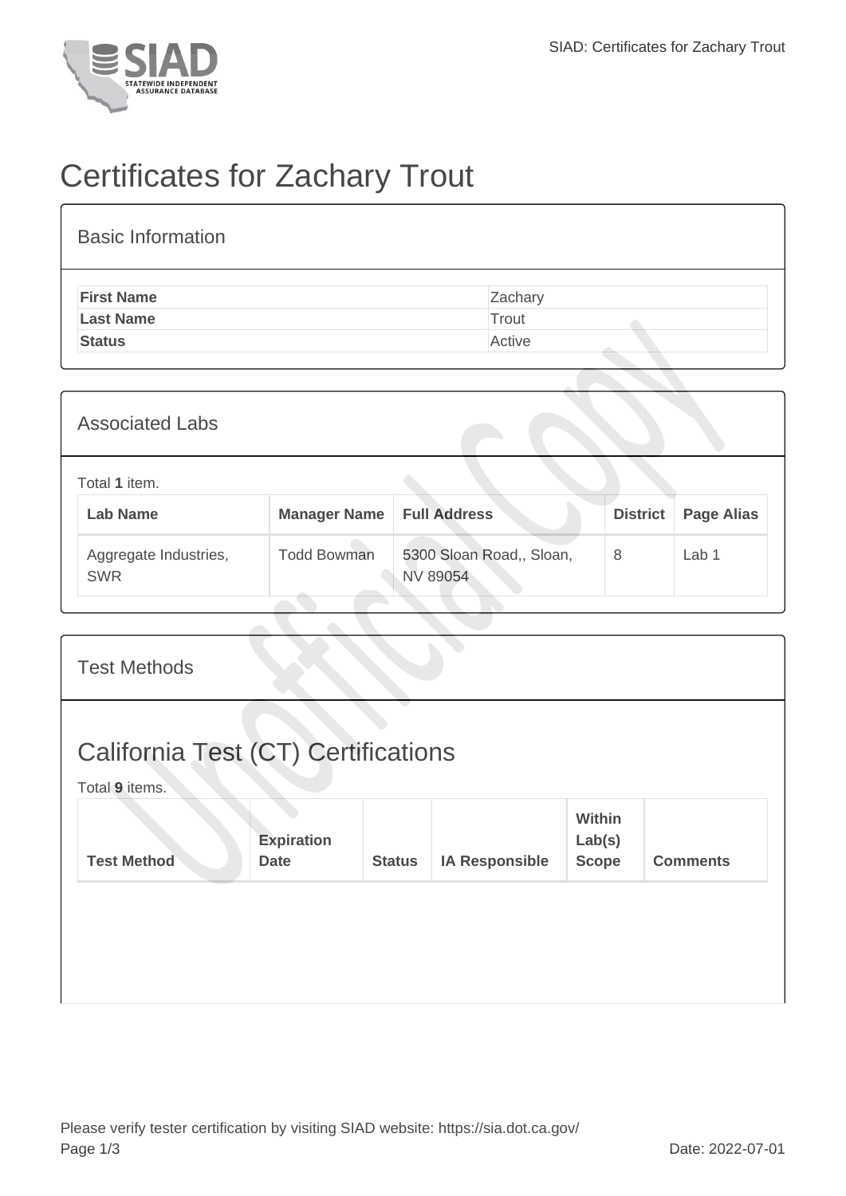# Certificates for Zachary Trout

## Basic Information

| | |
|---|---|
| **First Name** | Zachary |
| **Last Name** | Trout |
| **Status** | Active |

## Associated Labs

Total **1** item.

| Lab Name | Manager Name | Full Address | District | Page Alias |
|---|---|---|---|---|
| Aggregate Industries, SWR | Todd Bowman | 5300 Sloan Road,, Sloan, NV 89054 | 8 | Lab 1 |

## Test Methods

## California Test (CT) Certifications

Total **9** items.

| Test Method | Expiration Date | Status | IA Responsible | Within Lab(s) Scope | Comments |
|---|---|---|---|---|---|

Please verify tester certification by visiting SIAD website: https://sia.dot.ca.gov/

Date: 2022-07-01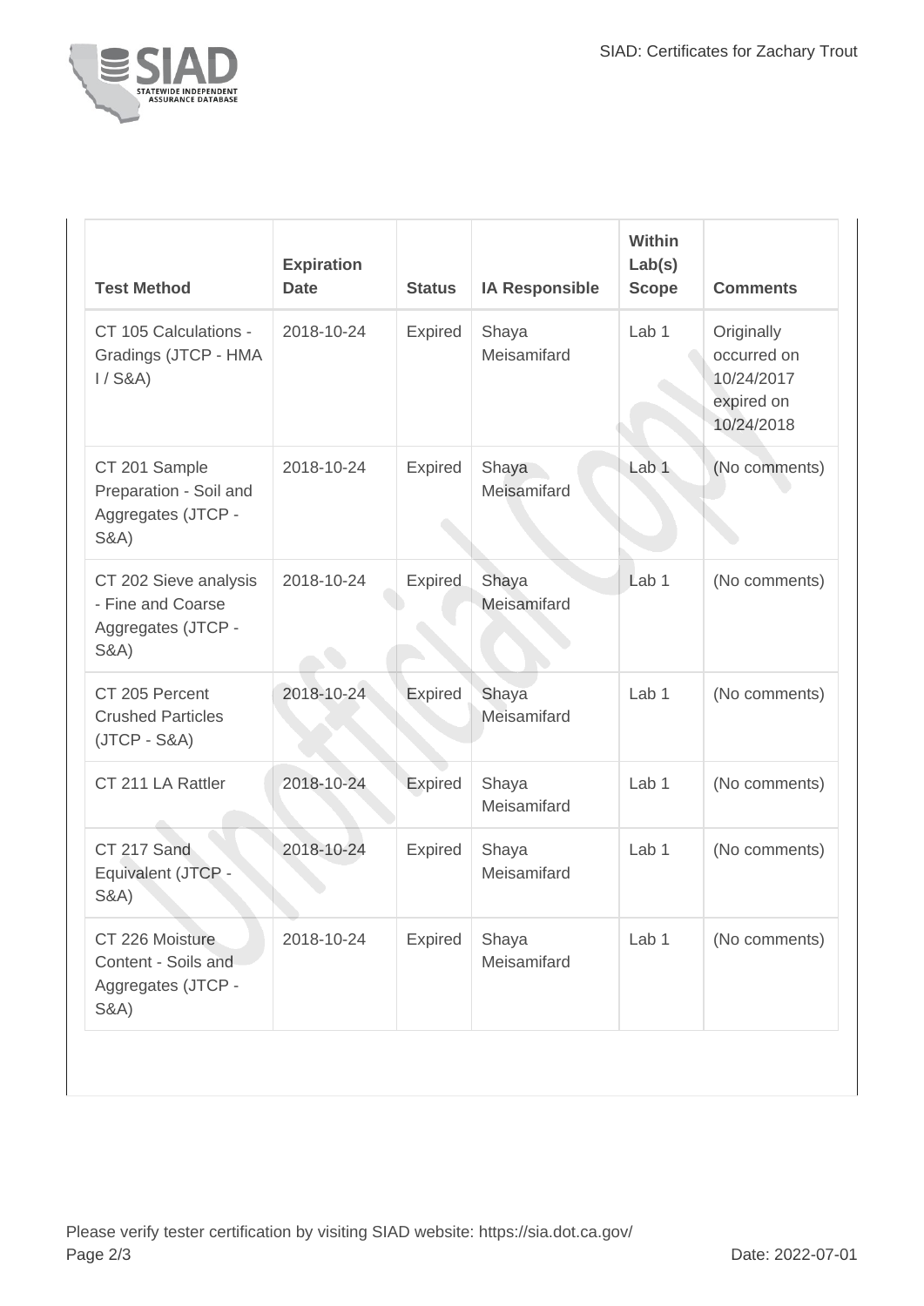| Test Method | Expiration Date | Status | IA Responsible | Within Lab(s) Scope | Comments |
| --- | --- | --- | --- | --- | --- |
| CT 105 Calculations - Gradings (JTCP - HMA I / S&A) | 2018-10-24 | Expired | Shaya Meisamifard | Lab 1 | Originally occurred on 10/24/2017 expired on 10/24/2018 |
| CT 201 Sample Preparation - Soil and Aggregates (JTCP - S&A) | 2018-10-24 | Expired | Shaya Meisamifard | Lab 1 | (No comments) |
| CT 202 Sieve analysis - Fine and Coarse Aggregates (JTCP - S&A) | 2018-10-24 | Expired | Shaya Meisamifard | Lab 1 | (No comments) |
| CT 205 Percent Crushed Particles (JTCP - S&A) | 2018-10-24 | Expired | Shaya Meisamifard | Lab 1 | (No comments) |
| CT 211 LA Rattler | 2018-10-24 | Expired | Shaya Meisamifard | Lab 1 | (No comments) |
| CT 217 Sand Equivalent (JTCP - S&A) | 2018-10-24 | Expired | Shaya Meisamifard | Lab 1 | (No comments) |
| CT 226 Moisture Content - Soils and Aggregates (JTCP - S&A) | 2018-10-24 | Expired | Shaya Meisamifard | Lab 1 | (No comments) |

Please verify tester certification by visiting SIAD website: https://sia.dot.ca.gov/

Date: 2022-07-01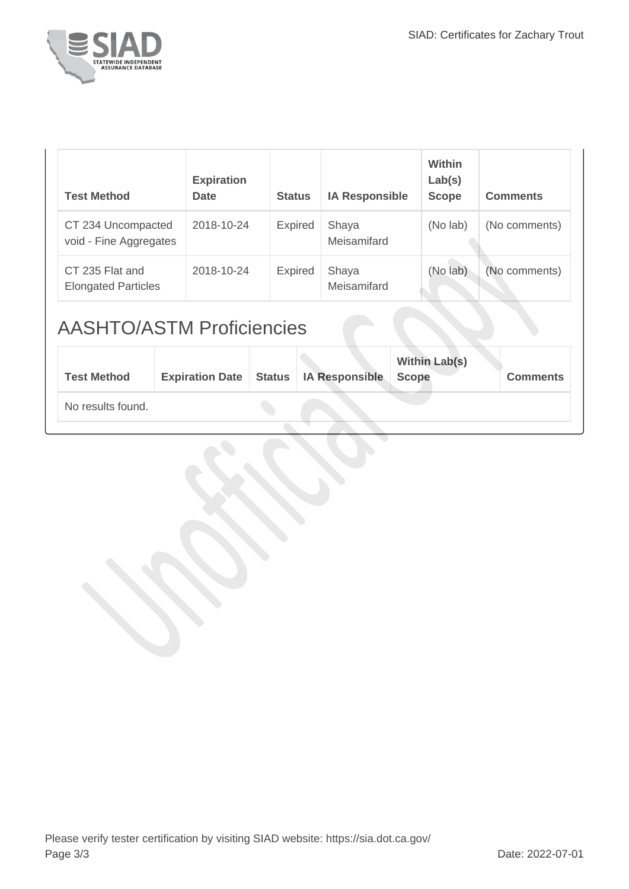| Test Method | Expiration Date | Status | IA Responsible | Within Lab(s) Scope | Comments |
| --- | --- | --- | --- | --- | --- |
| CT 234 Uncompacted void - Fine Aggregates | 2018-10-24 | Expired | Shaya Meisamifard | (No lab) | (No comments) |
| CT 235 Flat and Elongated Particles | 2018-10-24 | Expired | Shaya Meisamifard | (No lab) | (No comments) |

## AASHTO/ASTM Proficiencies

| Test Method | Expiration Date | Status | IA Responsible | Within Lab(s) Scope | Comments |
| --- | --- | --- | --- | --- | --- |
| No results found. | | | | | |

Please verify tester certification by visiting SIAD website: https://sia.dot.ca.gov/

Date: 2022-07-01